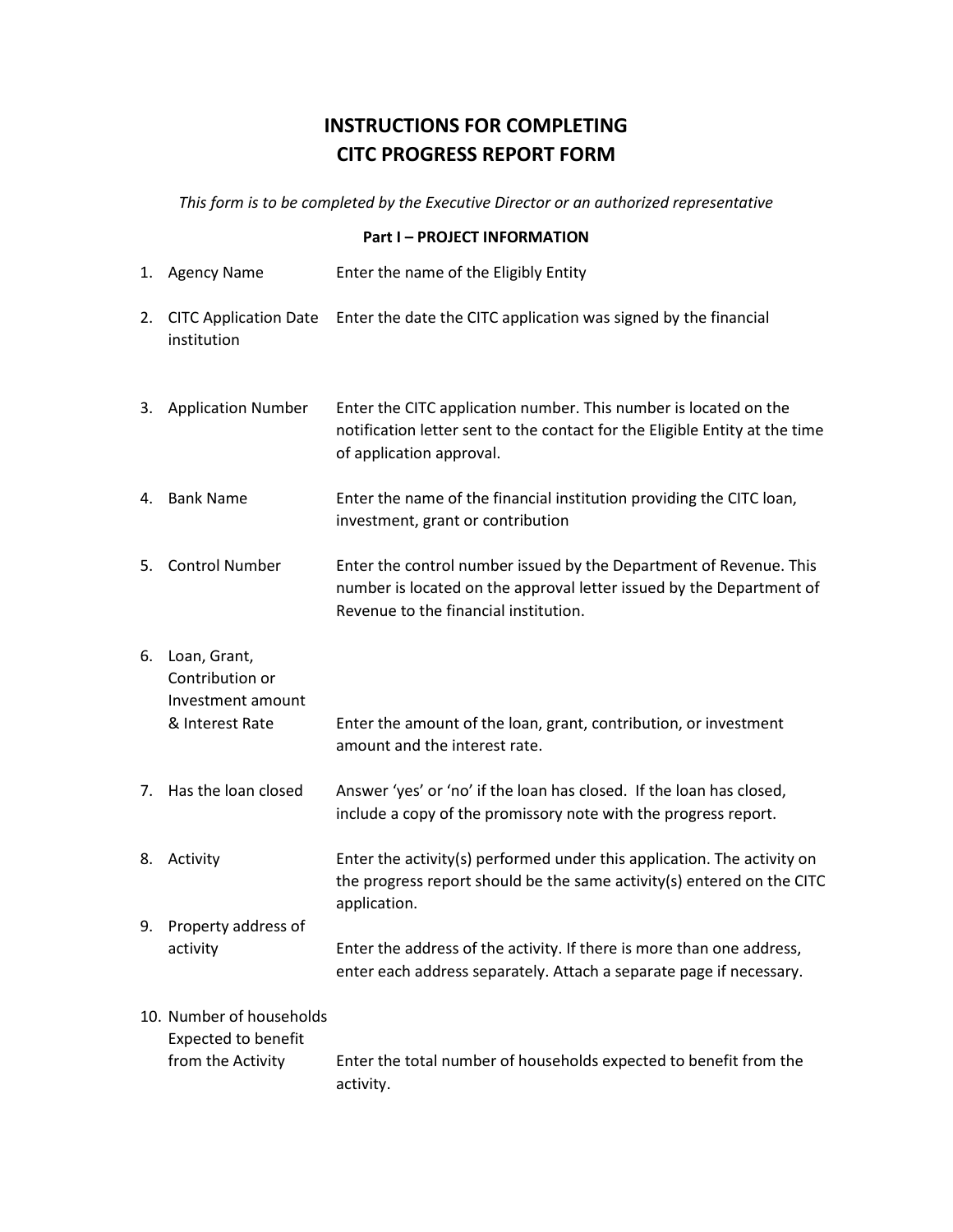# INSTRUCTIONS FOR COMPLETING CITC PROGRESS REPORT FORM

*This form is to be completed by the Executive Director or an authorized representative*

**Part I – PROJECT INFORMATION**

1. Agency Name — Enter the name of the Eligibly Entity

2. CITC Application Date — Enter the date the CITC application was signed by the financial institution

3. Application Number — Enter the CITC application number. This number is located on the notification letter sent to the contact for the Eligible Entity at the time of application approval.

4. Bank Name — Enter the name of the financial institution providing the CITC loan, investment, grant or contribution

5. Control Number — Enter the control number issued by the Department of Revenue. This number is located on the approval letter issued by the Department of Revenue to the financial institution.

6. Loan, Grant, Contribution or Investment amount & Interest Rate — Enter the amount of the loan, grant, contribution, or investment amount and the interest rate.

7. Has the loan closed — Answer 'yes' or 'no' if the loan has closed. If the loan has closed, include a copy of the promissory note with the progress report.

8. Activity — Enter the activity(s) performed under this application. The activity on the progress report should be the same activity(s) entered on the CITC application.

9. Property address of activity — Enter the address of the activity. If there is more than one address, enter each address separately. Attach a separate page if necessary.

10. Number of households Expected to benefit from the Activity — Enter the total number of households expected to benefit from the activity.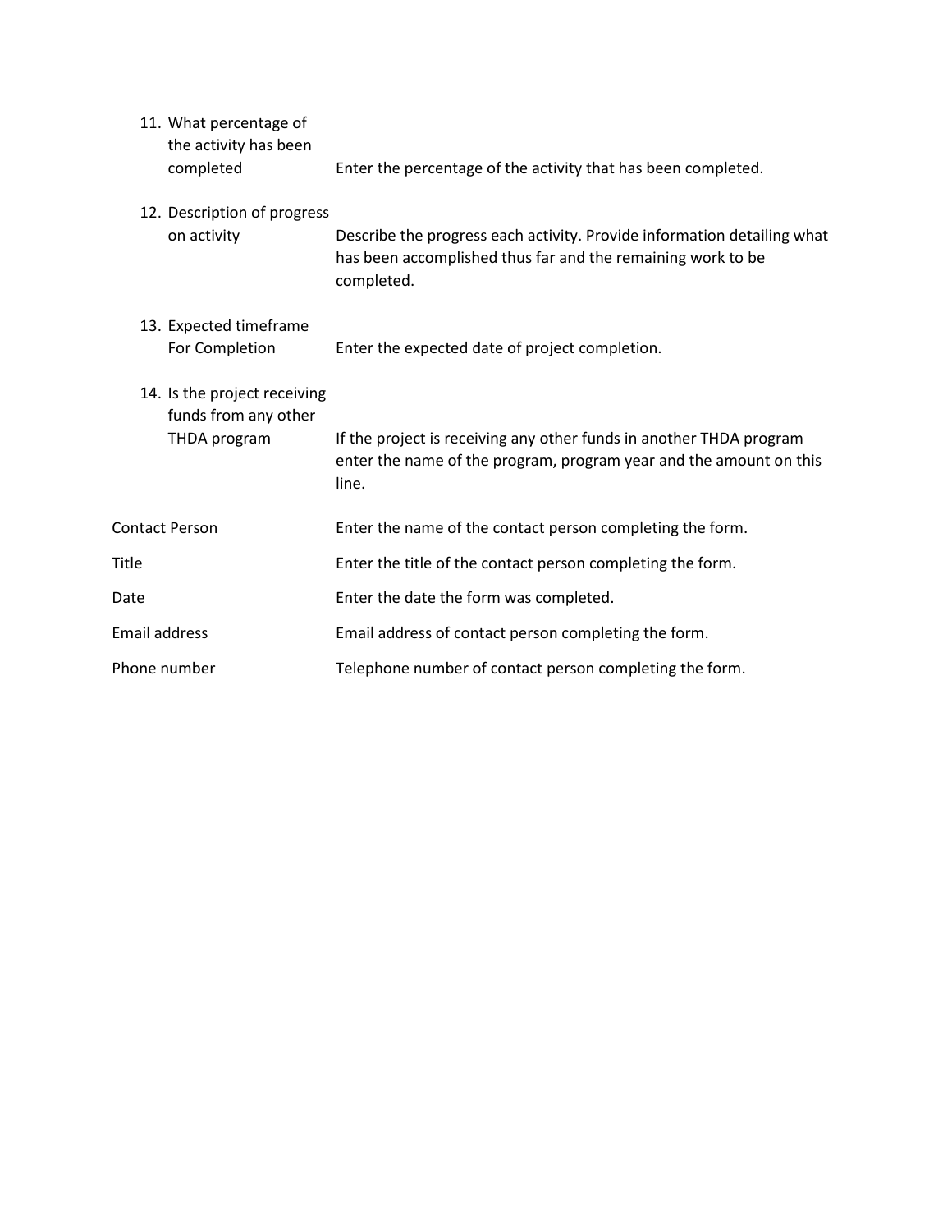| | |
|---|---|
| 11. What percentage of the activity has been completed | Enter the percentage of the activity that has been completed. |
| 12. Description of progress on activity | Describe the progress each activity. Provide information detailing what has been accomplished thus far and the remaining work to be completed. |
| 13. Expected timeframe For Completion | Enter the expected date of project completion. |
| 14. Is the project receiving funds from any other THDA program | If the project is receiving any other funds in another THDA program enter the name of the program, program year and the amount on this line. |
| Contact Person | Enter the name of the contact person completing the form. |
| Title | Enter the title of the contact person completing the form. |
| Date | Enter the date the form was completed. |
| Email address | Email address of contact person completing the form. |
| Phone number | Telephone number of contact person completing the form. |